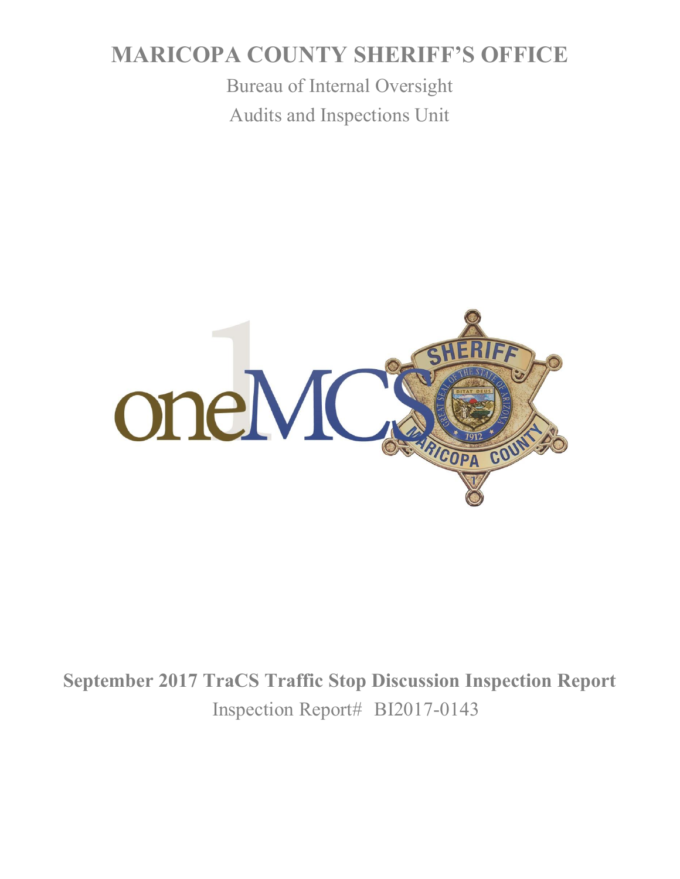# MARICOPA COUNTY SHERIFF'S OFFICE

Bureau of Internal Oversight

Audits and Inspections Unit

**September 2017 TraCS Traffic Stop Discussion Inspection Report**

Inspection Report# BI2017-0143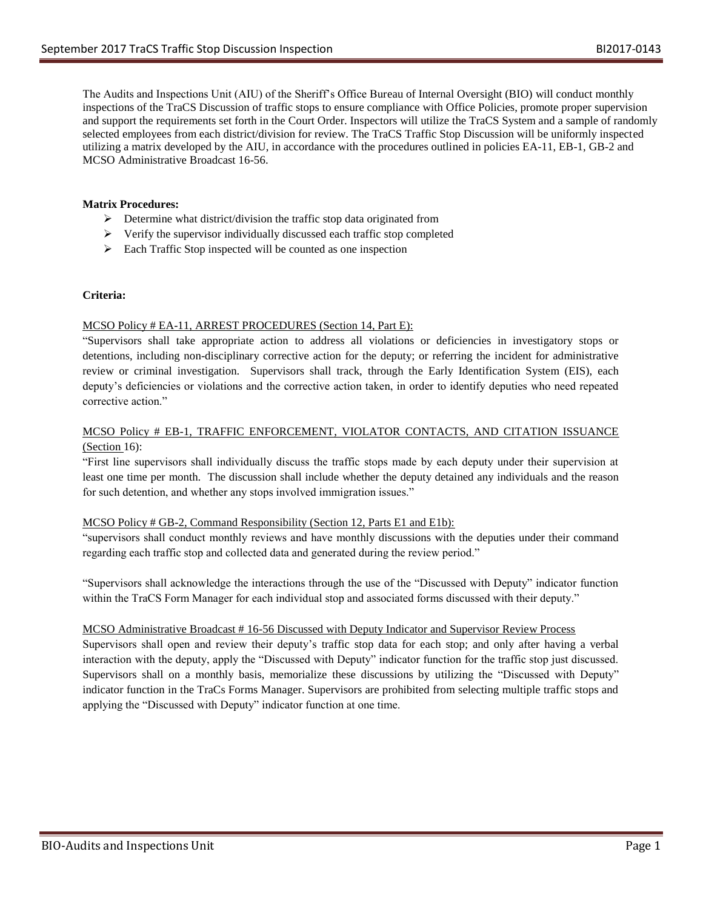The Audits and Inspections Unit (AIU) of the Sheriff's Office Bureau of Internal Oversight (BIO) will conduct monthly inspections of the TraCS Discussion of traffic stops to ensure compliance with Office Policies, promote proper supervision and support the requirements set forth in the Court Order. Inspectors will utilize the TraCS System and a sample of randomly selected employees from each district/division for review. The TraCS Traffic Stop Discussion will be uniformly inspected utilizing a matrix developed by the AIU, in accordance with the procedures outlined in policies EA-11, EB-1, GB-2 and MCSO Administrative Broadcast 16-56.

**Matrix Procedures:**

- Determine what district/division the traffic stop data originated from
- Verify the supervisor individually discussed each traffic stop completed
- Each Traffic Stop inspected will be counted as one inspection

**Criteria:**

MCSO Policy # EA-11, ARREST PROCEDURES (Section 14, Part E):

"Supervisors shall take appropriate action to address all violations or deficiencies in investigatory stops or detentions, including non-disciplinary corrective action for the deputy; or referring the incident for administrative review or criminal investigation. Supervisors shall track, through the Early Identification System (EIS), each deputy's deficiencies or violations and the corrective action taken, in order to identify deputies who need repeated corrective action."

MCSO Policy # EB-1, TRAFFIC ENFORCEMENT, VIOLATOR CONTACTS, AND CITATION ISSUANCE (Section 16):

"First line supervisors shall individually discuss the traffic stops made by each deputy under their supervision at least one time per month. The discussion shall include whether the deputy detained any individuals and the reason for such detention, and whether any stops involved immigration issues."

MCSO Policy # GB-2, Command Responsibility (Section 12, Parts E1 and E1b):

"supervisors shall conduct monthly reviews and have monthly discussions with the deputies under their command regarding each traffic stop and collected data and generated during the review period."

"Supervisors shall acknowledge the interactions through the use of the "Discussed with Deputy" indicator function within the TraCS Form Manager for each individual stop and associated forms discussed with their deputy."

MCSO Administrative Broadcast # 16-56 Discussed with Deputy Indicator and Supervisor Review Process

Supervisors shall open and review their deputy's traffic stop data for each stop; and only after having a verbal interaction with the deputy, apply the "Discussed with Deputy" indicator function for the traffic stop just discussed. Supervisors shall on a monthly basis, memorialize these discussions by utilizing the "Discussed with Deputy" indicator function in the TraCs Forms Manager. Supervisors are prohibited from selecting multiple traffic stops and applying the "Discussed with Deputy" indicator function at one time.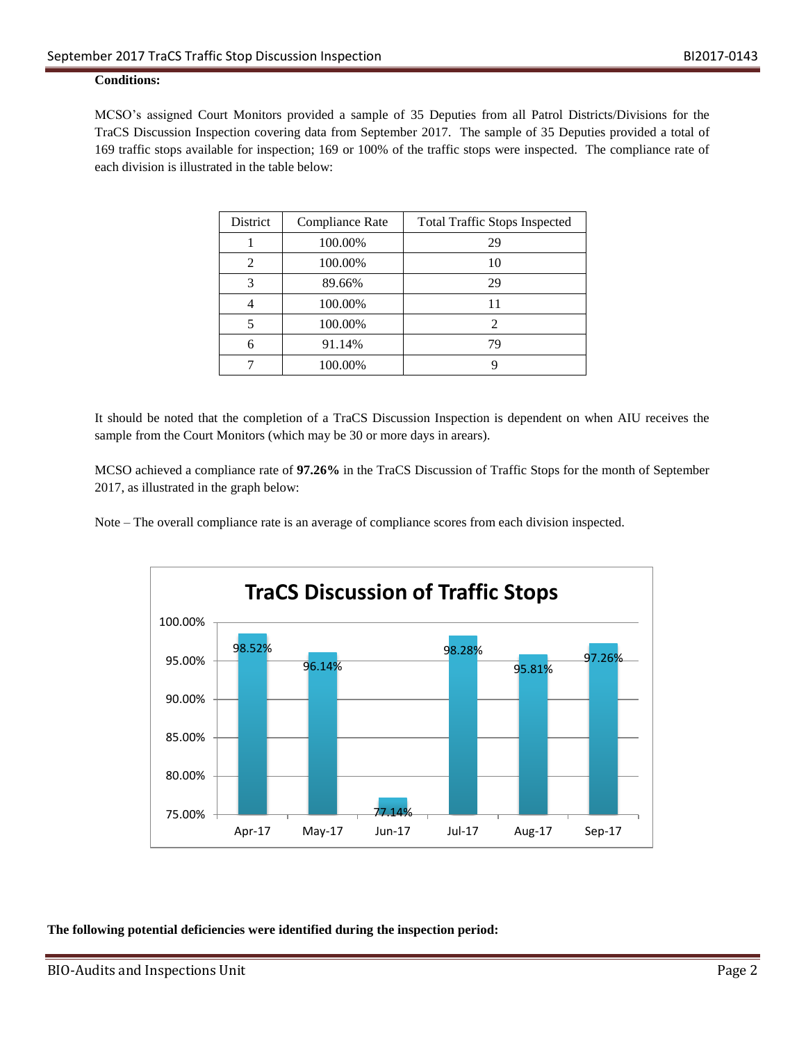**Conditions:**

MCSO's assigned Court Monitors provided a sample of 35 Deputies from all Patrol Districts/Divisions for the TraCS Discussion Inspection covering data from September 2017. The sample of 35 Deputies provided a total of 169 traffic stops available for inspection; 169 or 100% of the traffic stops were inspected. The compliance rate of each division is illustrated in the table below:

| District | Compliance Rate | Total Traffic Stops Inspected |
|---|---|---|
| 1 | 100.00% | 29 |
| 2 | 100.00% | 10 |
| 3 | 89.66% | 29 |
| 4 | 100.00% | 11 |
| 5 | 100.00% | 2 |
| 6 | 91.14% | 79 |
| 7 | 100.00% | 9 |

It should be noted that the completion of a TraCS Discussion Inspection is dependent on when AIU receives the sample from the Court Monitors (which may be 30 or more days in arears).

MCSO achieved a compliance rate of **97.26%** in the TraCS Discussion of Traffic Stops for the month of September 2017, as illustrated in the graph below:

Note – The overall compliance rate is an average of compliance scores from each division inspected.

**TraCS Discussion of Traffic Stops**

| Apr-17 | May-17 | Jun-17 | Jul-17 | Aug-17 | Sep-17 |
|---|---|---|---|---|---|
| 98.52% | 96.14% | 77.14% | 98.28% | 95.81% | 97.26% |

**The following potential deficiencies were identified during the inspection period:**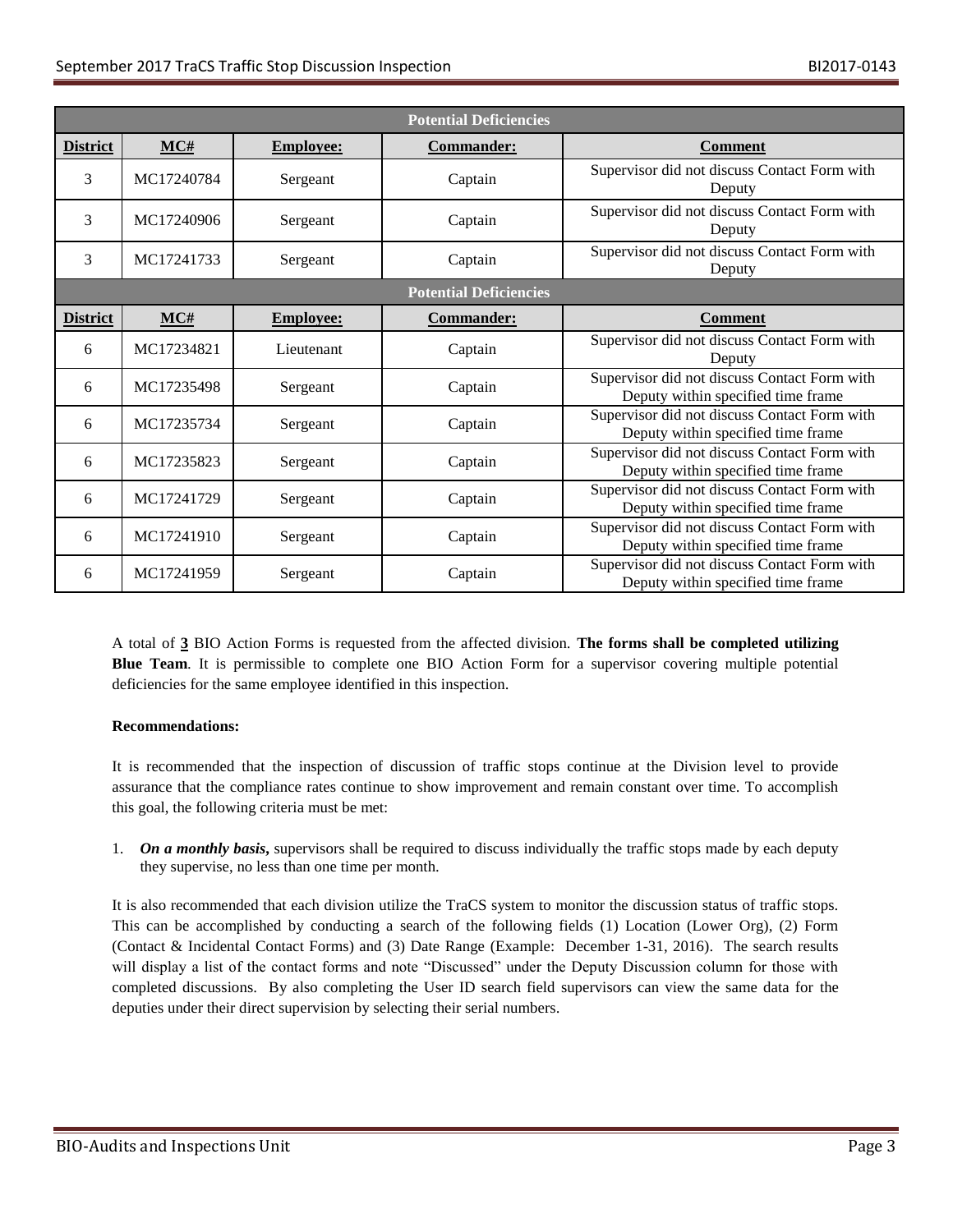| Potential Deficiencies | | | | |
|---|---|---|---|---|
| **District** | **MC#** | **Employee:** | **Commander:** | **Comment** |
| 3 | MC17240784 | Sergeant | Captain | Supervisor did not discuss Contact Form with Deputy |
| 3 | MC17240906 | Sergeant | Captain | Supervisor did not discuss Contact Form with Deputy |
| 3 | MC17241733 | Sergeant | Captain | Supervisor did not discuss Contact Form with Deputy |

| Potential Deficiencies | | | | |
|---|---|---|---|---|
| **District** | **MC#** | **Employee:** | **Commander:** | **Comment** |
| 6 | MC17234821 | Lieutenant | Captain | Supervisor did not discuss Contact Form with Deputy |
| 6 | MC17235498 | Sergeant | Captain | Supervisor did not discuss Contact Form with Deputy within specified time frame |
| 6 | MC17235734 | Sergeant | Captain | Supervisor did not discuss Contact Form with Deputy within specified time frame |
| 6 | MC17235823 | Sergeant | Captain | Supervisor did not discuss Contact Form with Deputy within specified time frame |
| 6 | MC17241729 | Sergeant | Captain | Supervisor did not discuss Contact Form with Deputy within specified time frame |
| 6 | MC17241910 | Sergeant | Captain | Supervisor did not discuss Contact Form with Deputy within specified time frame |
| 6 | MC17241959 | Sergeant | Captain | Supervisor did not discuss Contact Form with Deputy within specified time frame |

A total of **3** BIO Action Forms is requested from the affected division. **The forms shall be completed utilizing Blue Team**. It is permissible to complete one BIO Action Form for a supervisor covering multiple potential deficiencies for the same employee identified in this inspection.

**Recommendations:**

It is recommended that the inspection of discussion of traffic stops continue at the Division level to provide assurance that the compliance rates continue to show improvement and remain constant over time. To accomplish this goal, the following criteria must be met:

1. ***On a monthly basis*****,** supervisors shall be required to discuss individually the traffic stops made by each deputy they supervise, no less than one time per month.

It is also recommended that each division utilize the TraCS system to monitor the discussion status of traffic stops. This can be accomplished by conducting a search of the following fields (1) Location (Lower Org), (2) Form (Contact & Incidental Contact Forms) and (3) Date Range (Example: December 1-31, 2016). The search results will display a list of the contact forms and note "Discussed" under the Deputy Discussion column for those with completed discussions. By also completing the User ID search field supervisors can view the same data for the deputies under their direct supervision by selecting their serial numbers.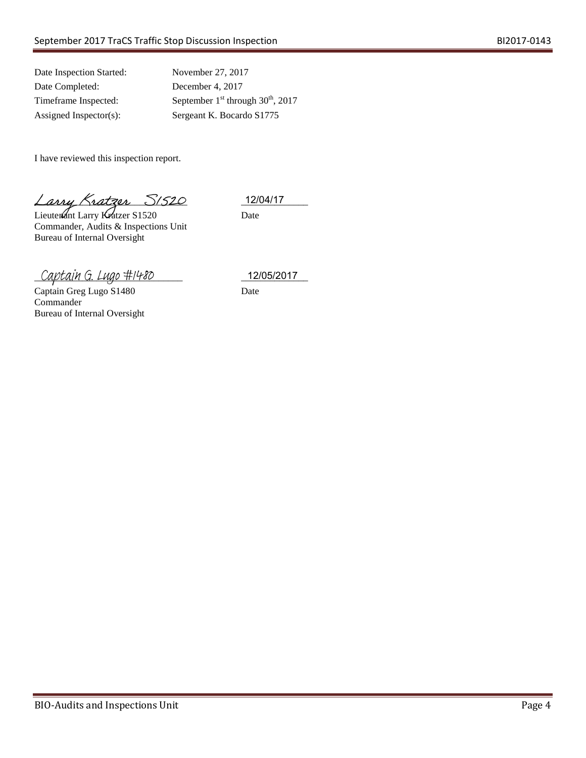| | |
|---|---|
| Date Inspection Started: | November 27, 2017 |
| Date Completed: | December 4, 2017 |
| Timeframe Inspected: | September 1st through 30th, 2017 |
| Assigned Inspector(s): | Sergeant K. Bocardo S1775 |

I have reviewed this inspection report.

Larry Kratzer S1520 &nbsp;&nbsp;&nbsp;&nbsp; 12/04/17

Lieutenant Larry Kratzer S1520 &nbsp;&nbsp;&nbsp;&nbsp; Date
Commander, Audits & Inspections Unit
Bureau of Internal Oversight

Captain G. Lugo #1480 &nbsp;&nbsp;&nbsp;&nbsp; 12/05/2017

Captain Greg Lugo S1480 &nbsp;&nbsp;&nbsp;&nbsp; Date
Commander
Bureau of Internal Oversight